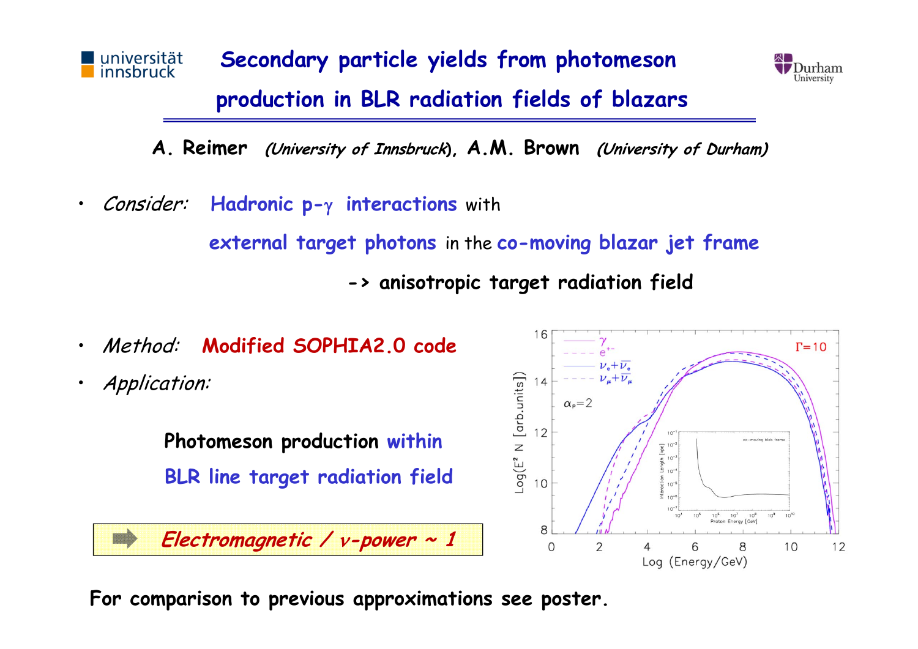# Secondary particle yields from photomeson production in BLR radiation fields of blazars

**A. Reimer** *(University of Innsbruck)*, **A.M. Brown** *(University of Durham)*

- *Consider:* **Hadronic p-$\gamma$ interactions** with **external target photons** in the **co-moving blazar jet frame**

  **-> anisotropic target radiation field**

- *Method:* **Modified SOPHIA2.0 code**
- *Application:*

  **Photomeson production within BLR line target radiation field**

> ***Electromagnetic / $\nu$-power ~ 1***

**For comparison to previous approximations see poster.**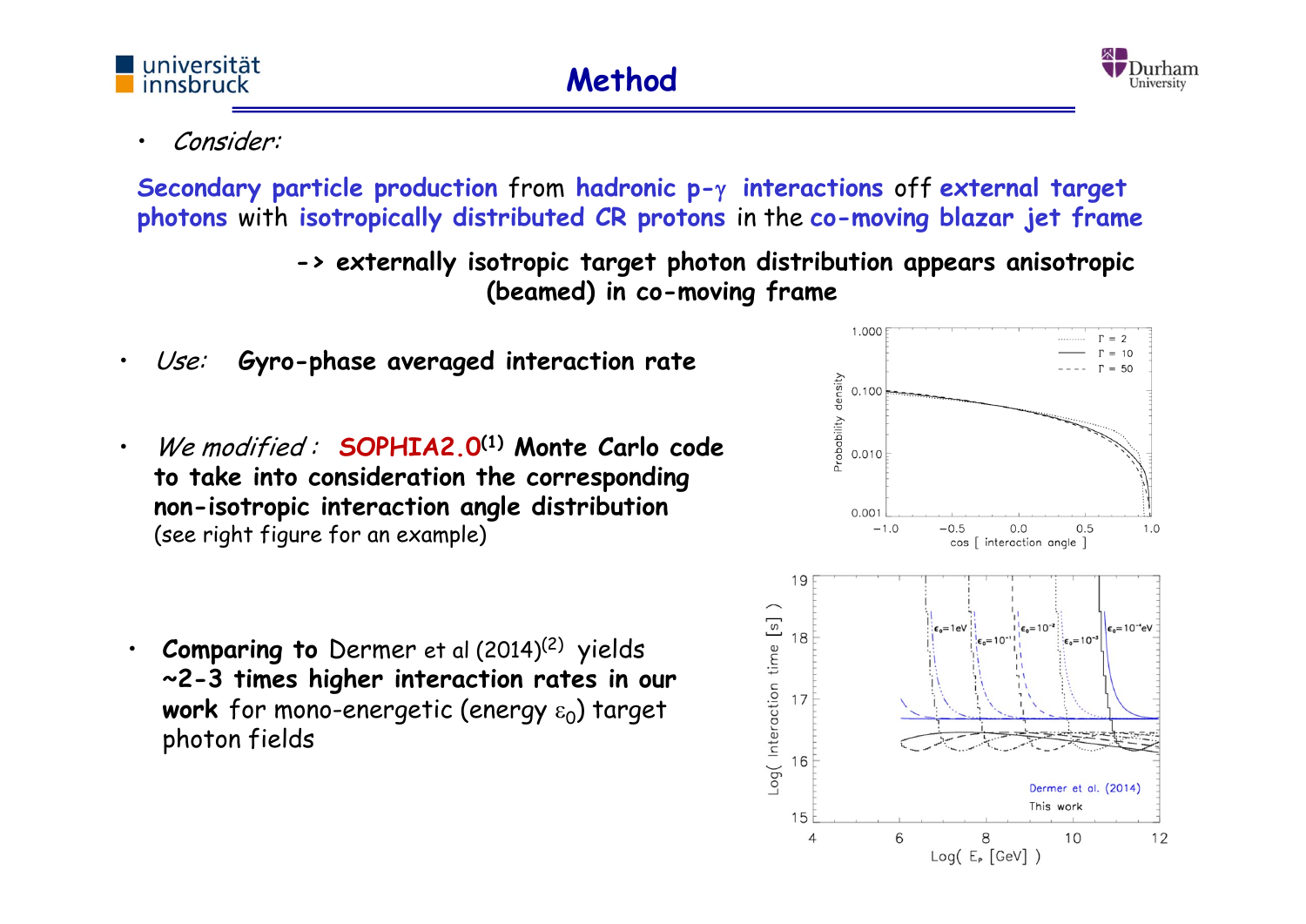# Method

- *Consider:*

**Secondary particle production** from **hadronic p-$\gamma$ interactions** off **external target photons** with **isotropically distributed CR protons** in the **co-moving blazar jet frame**

**-> externally isotropic target photon distribution appears anisotropic (beamed) in co-moving frame**

- *Use:* **Gyro-phase averaged interaction rate**

- *We modified :* **SOPHIA2.0[1] Monte Carlo code to take into consideration the corresponding non-isotropic interaction angle distribution** (see right figure for an example)

- **Comparing to** Dermer et al (2014)[2] yields **~2-3 times higher interaction rates in our work** for mono-energetic (energy $\varepsilon_0$) target photon fields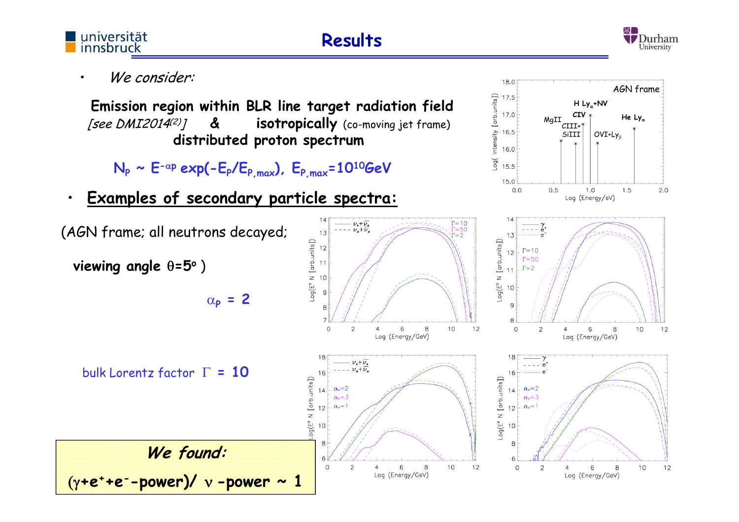# Results

- *We consider:*

  **Emission region within BLR line target radiation field** *[see DMI2014[2]]* & **isotropically** (co-moving jet frame) **distributed proton spectrum**

  $N_P \sim E^{-\alpha_P} \exp(-E_P/E_{P,max})$, $E_{P,max}=10^{10}$GeV

- <u>**Examples of secondary particle spectra:**</u>

(AGN frame; all neutrons decayed;

**viewing angle $\theta=5^o$** )

$\alpha_P$ **= 2**

bulk Lorentz factor $\Gamma$ **= 10**

***We found:***

**($\gamma$+e$^+$+e$^-$-power)/ $\nu$ -power ~ 1**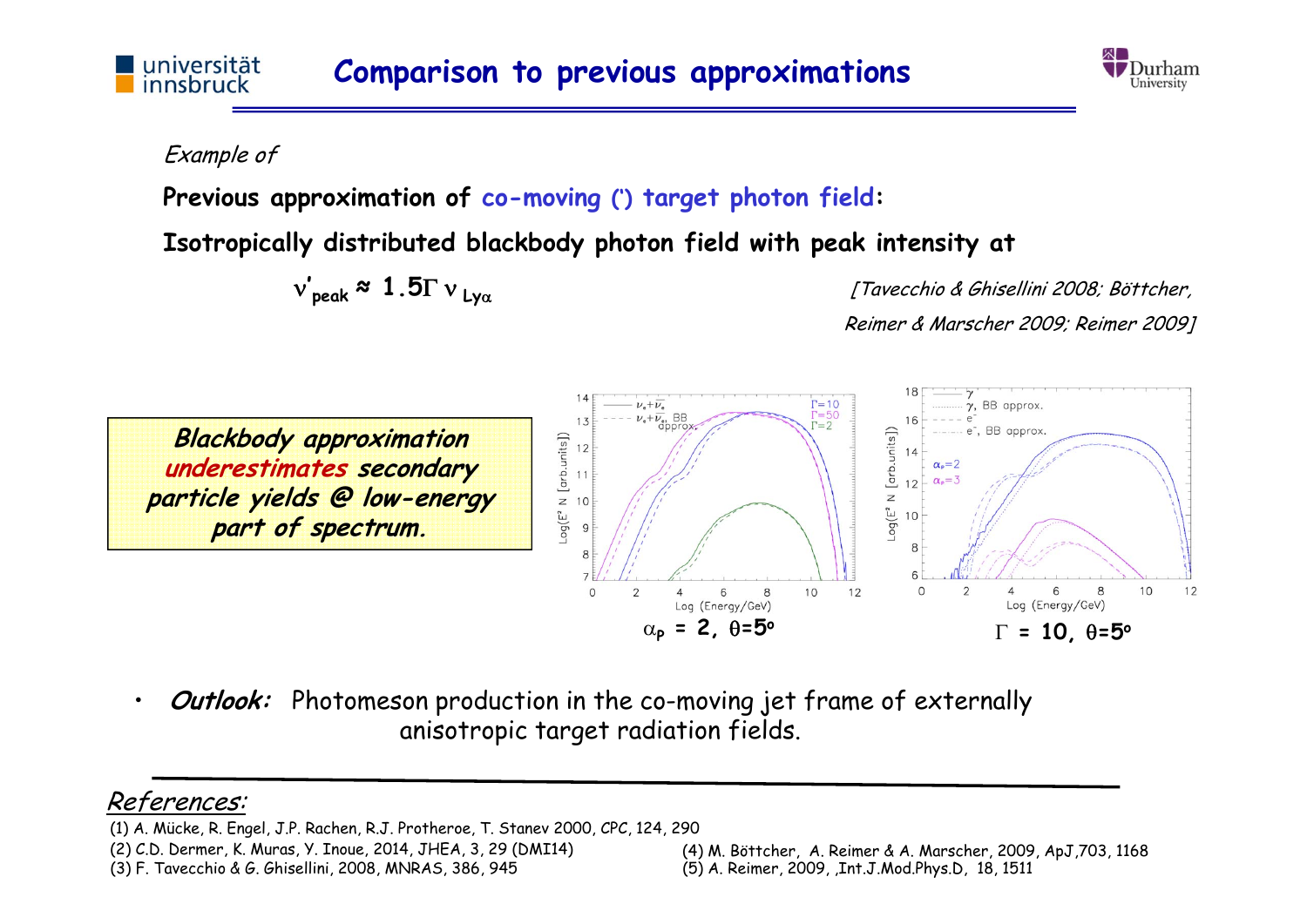# Comparison to previous approximations

*Example of*

**Previous approximation of co-moving (') target photon field:**

**Isotropically distributed blackbody photon field with peak intensity at**

$\nu'_{peak} \approx 1.5\Gamma\,\nu_{Ly\alpha}$

*[Tavecchio & Ghisellini 2008; Böttcher, Reimer & Marscher 2009; Reimer 2009]*

***Blackbody approximation underestimates secondary particle yields @ low-energy part of spectrum.***

Log[E² N [arb.units]]
Log (Energy/GeV)
$\nu_e+\bar{\nu}_e$
$\nu_e+\bar{\nu}_e$, BB approx.
Γ=10
Γ=50
Γ=2

$\alpha_p$ = 2, θ=5°

Log[E² N [arb.units]]
Log (Energy/GeV)
γ
γ, BB approx.
e⁻
e⁻, BB approx.
$\alpha_p$=2
$\alpha_p$=3

Γ = 10, θ=5°

- ***Outlook:*** Photomeson production in the co-moving jet frame of externally anisotropic target radiation fields.

*References:*

(1) A. Mücke, R. Engel, J.P. Rachen, R.J. Protheroe, T. Stanev 2000, CPC, 124, 290
(2) C.D. Dermer, K. Muras, Y. Inoue, 2014, JHEA, 3, 29 (DMI14)
(3) F. Tavecchio & G. Ghisellini, 2008, MNRAS, 386, 945
(4) M. Böttcher, A. Reimer & A. Marscher, 2009, ApJ,703, 1168
(5) A. Reimer, 2009, ,Int.J.Mod.Phys.D, 18, 1511